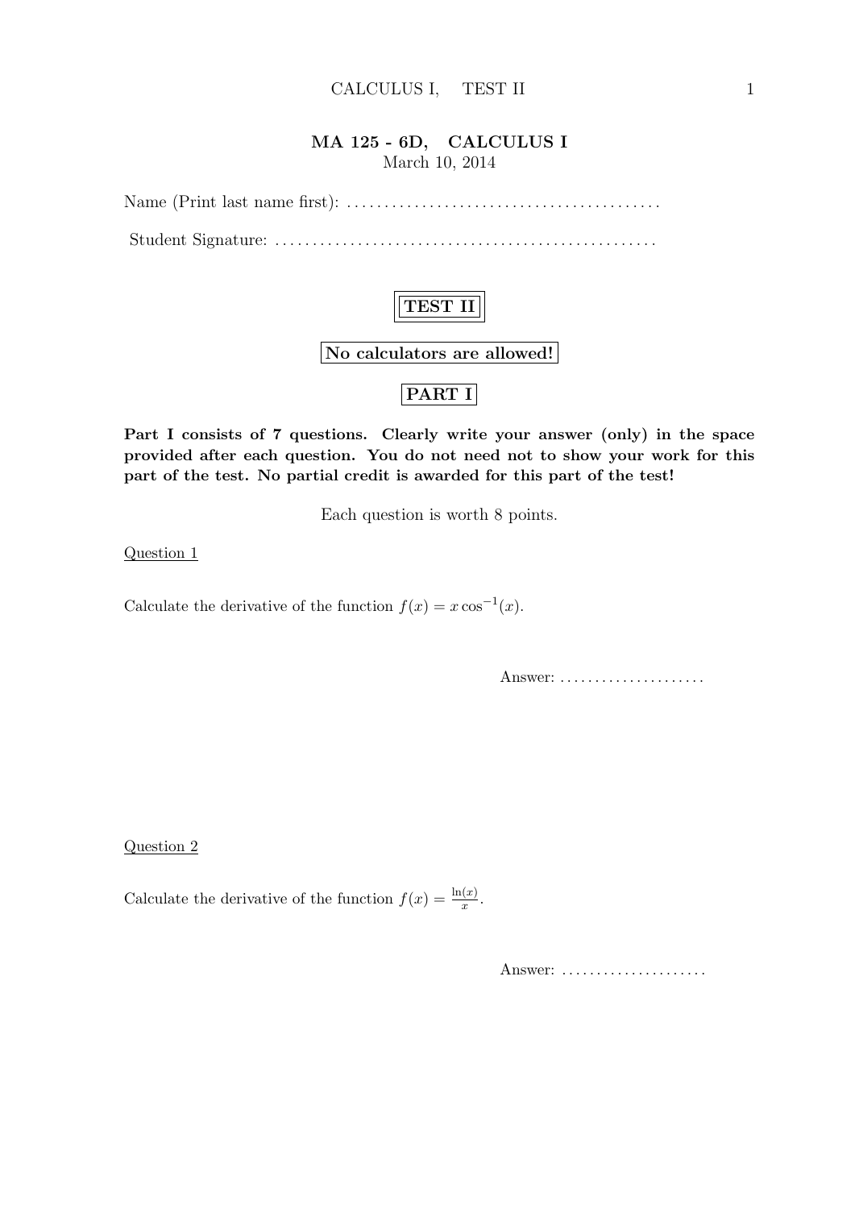## MA 125 - 6D, CALCULUS I

March 10, 2014

Name (Print last name first): ..........................................

Student Signature: ..................................................

**TEST II**

**No calculators are allowed!**

**PART I**

**Part I consists of 7 questions. Clearly write your answer (only) in the space provided after each question. You do not need not to show your work for this part of the test. No partial credit is awarded for this part of the test!**

Each question is worth 8 points.

Question 1

Calculate the derivative of the function $f(x) = x \cos^{-1}(x)$.

Answer: .....................

Question 2

Calculate the derivative of the function $f(x) = \frac{\ln(x)}{x}$.

Answer: .....................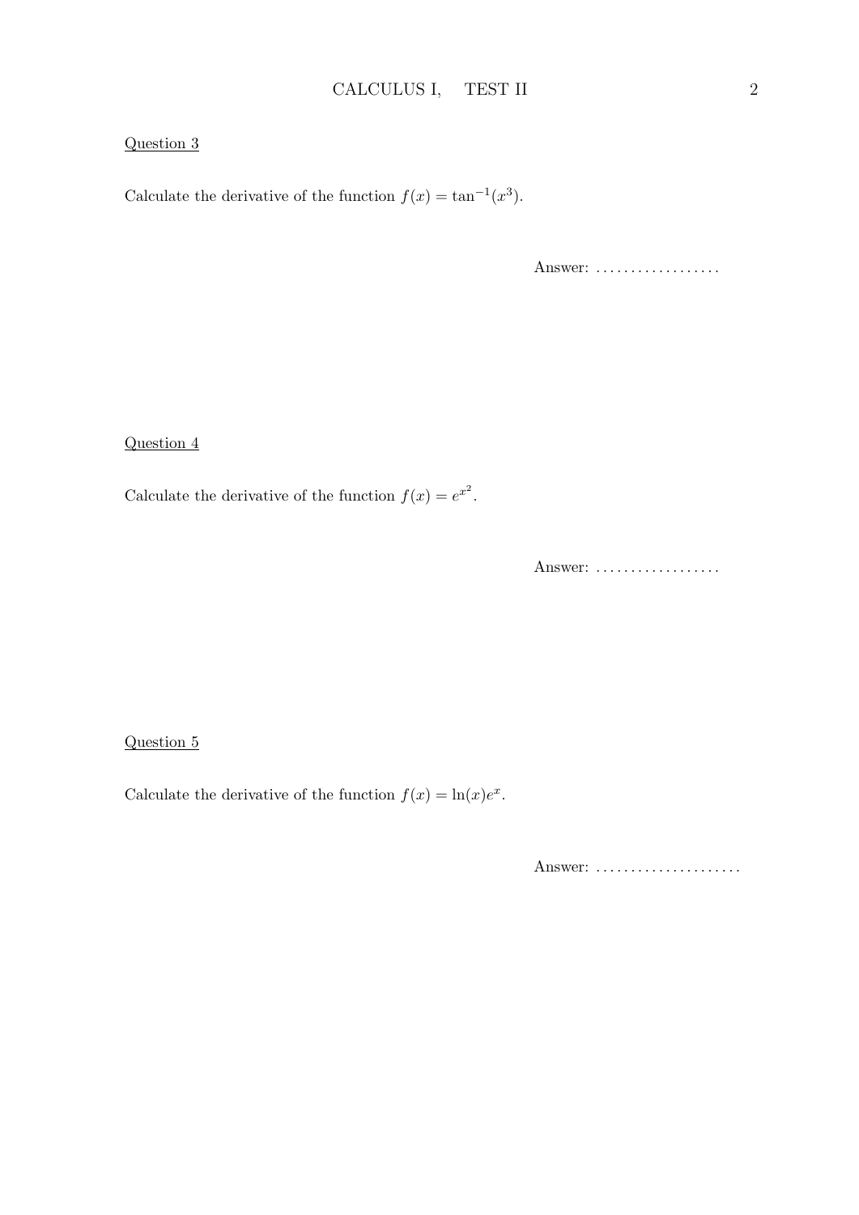Question 3

Calculate the derivative of the function $f(x) = \tan^{-1}(x^3)$.

Answer: ..................

Question 4

Calculate the derivative of the function $f(x) = e^{x^2}$.

Answer: ..................

Question 5

Calculate the derivative of the function $f(x) = \ln(x)e^x$.

Answer: .....................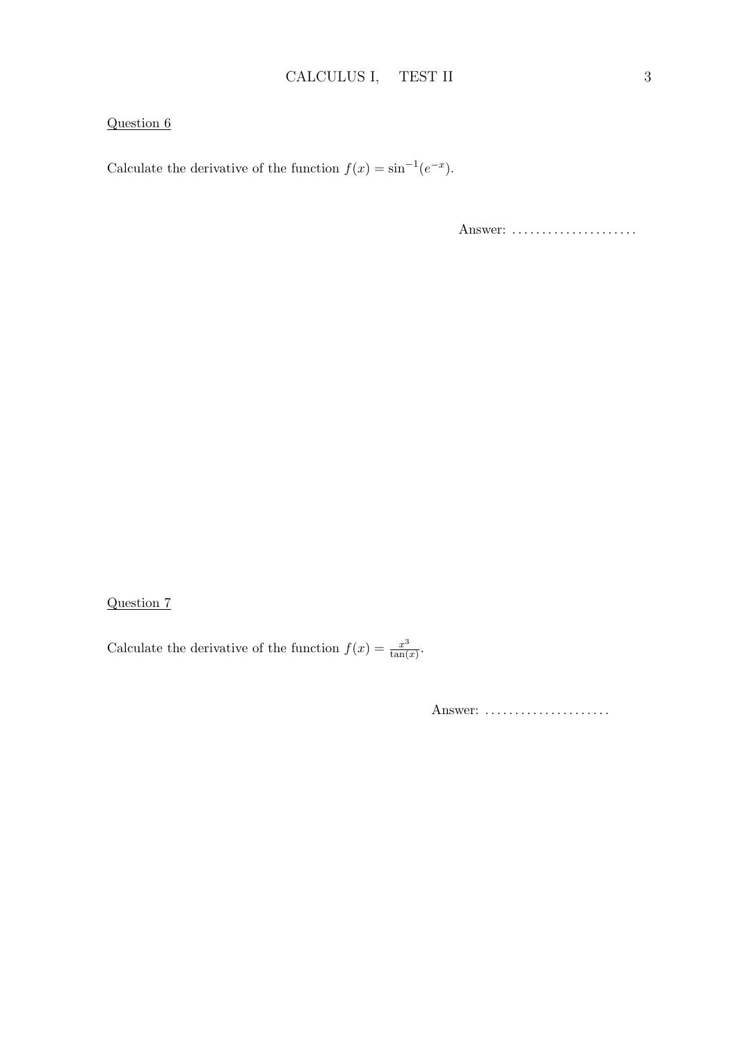Question 6

Calculate the derivative of the function $f(x) = \sin^{-1}(e^{-x})$.

Answer: ....................

Question 7

Calculate the derivative of the function $f(x) = \frac{x^3}{\tan(x)}$.

Answer: ....................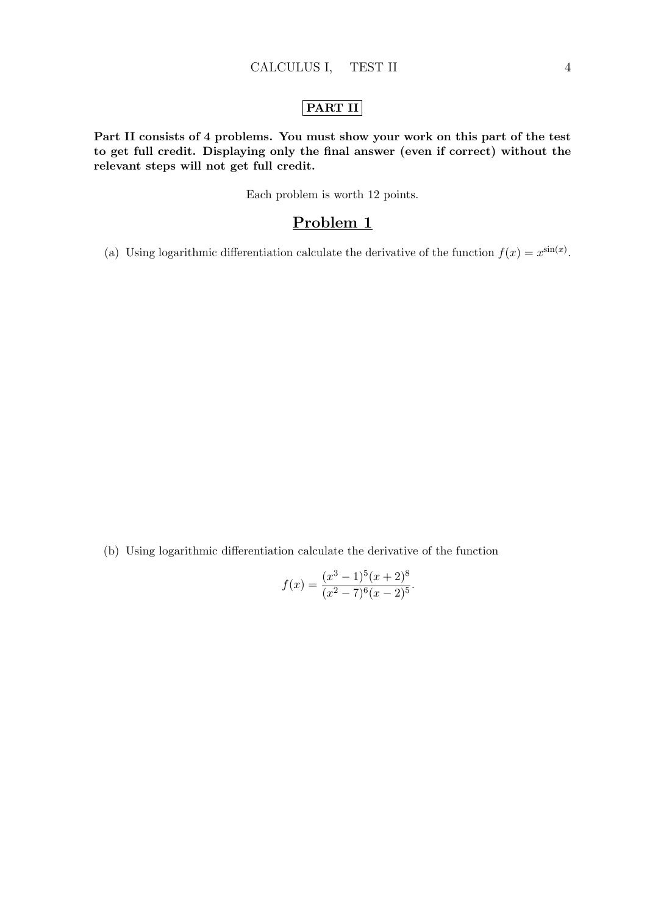## PART II

**Part II consists of 4 problems. You must show your work on this part of the test to get full credit. Displaying only the final answer (even if correct) without the relevant steps will not get full credit.**

Each problem is worth 12 points.

## Problem 1

(a) Using logarithmic differentiation calculate the derivative of the function $f(x) = x^{\sin(x)}$.

(b) Using logarithmic differentiation calculate the derivative of the function

$$f(x) = \frac{(x^3 - 1)^5 (x + 2)^8}{(x^2 - 7)^6 (x - 2)^5}.$$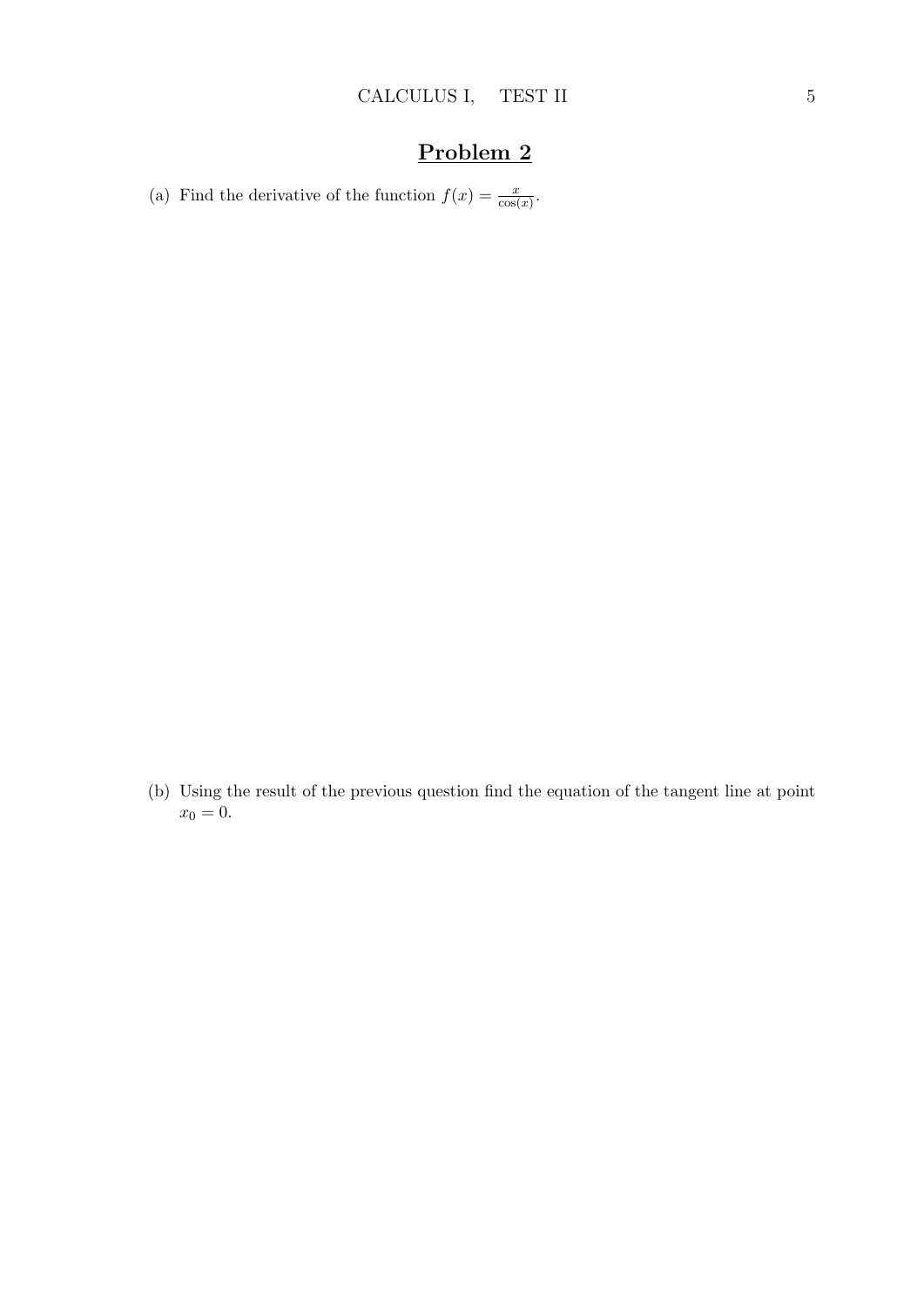## Problem 2

(a) Find the derivative of the function $f(x) = \frac{x}{\cos(x)}$.

(b) Using the result of the previous question find the equation of the tangent line at point $x_0 = 0$.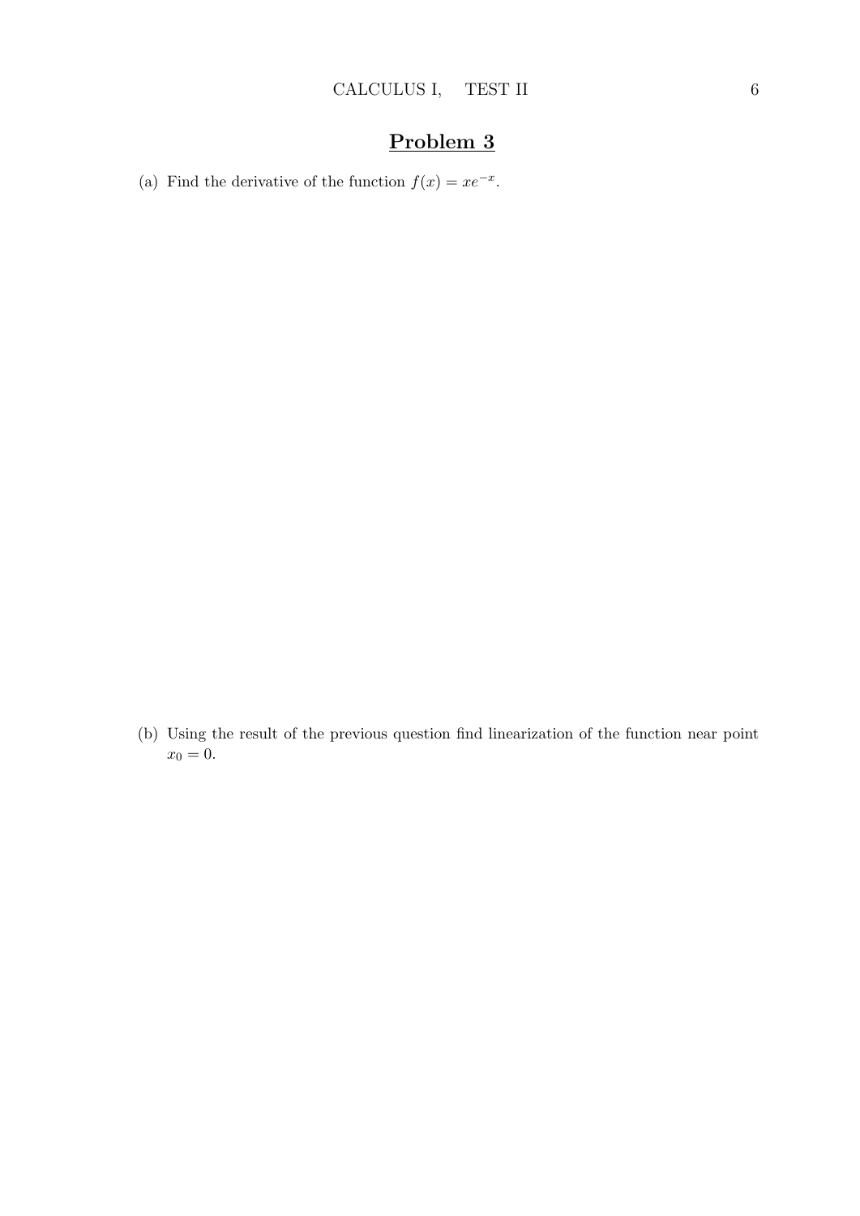# Problem 3

(a) Find the derivative of the function $f(x) = xe^{-x}$.

(b) Using the result of the previous question find linearization of the function near point $x_0 = 0$.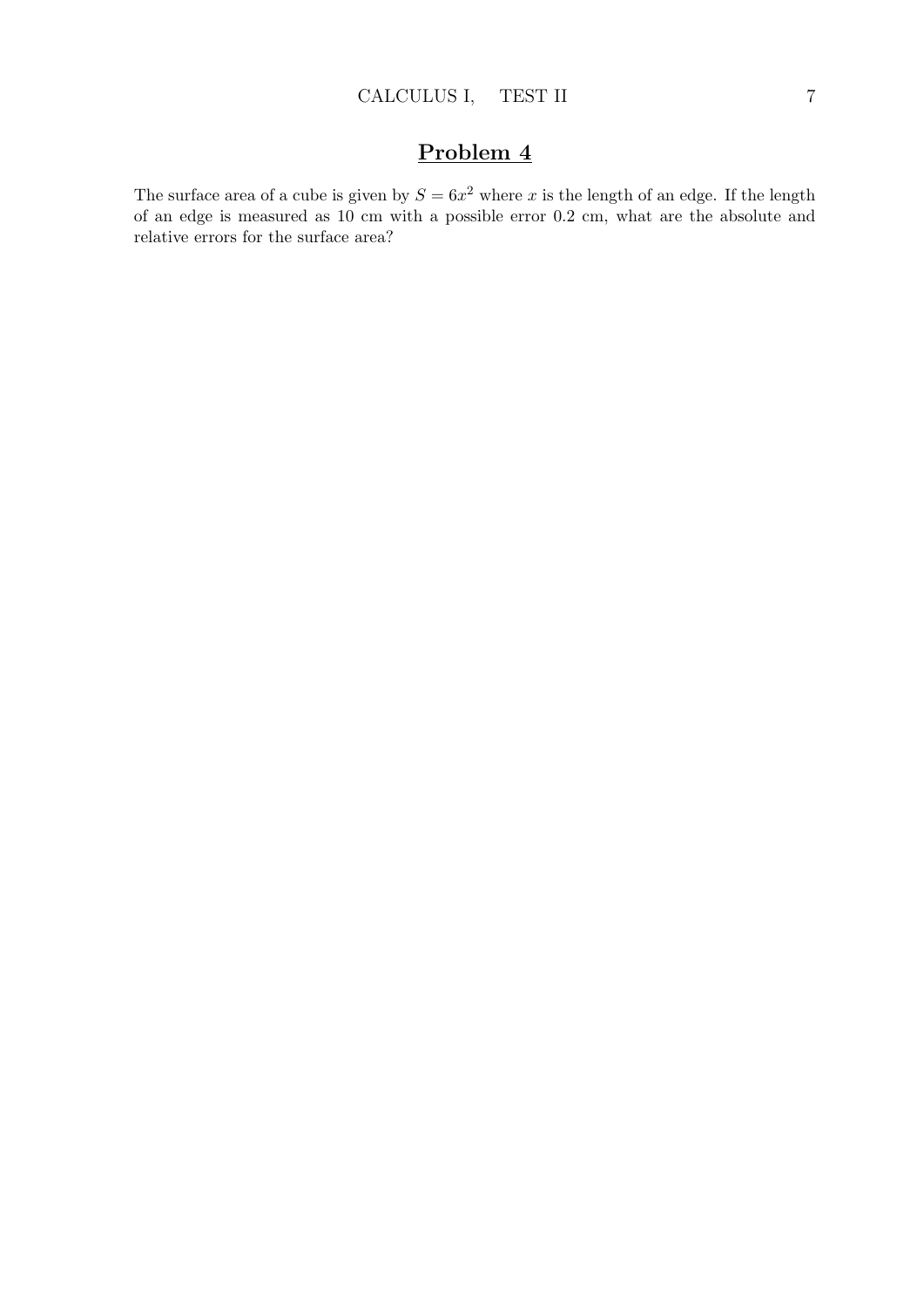## Problem 4

The surface area of a cube is given by $S = 6x^2$ where $x$ is the length of an edge. If the length of an edge is measured as 10 cm with a possible error 0.2 cm, what are the absolute and relative errors for the surface area?